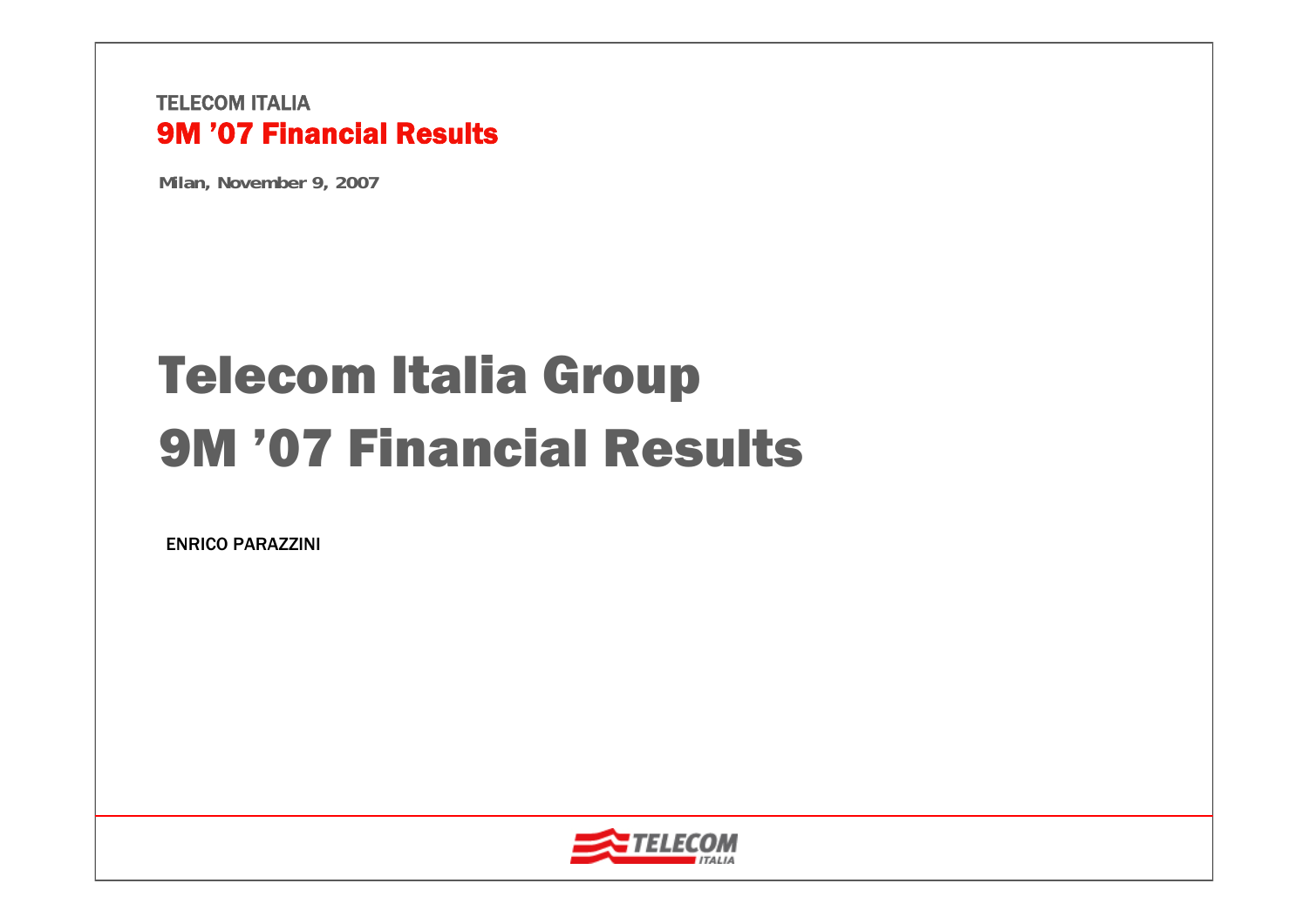TELECOM ITALIA

**9M ’07 Financial Results**

**Milan, November 9, 2007**

# Telecom Italia Group
# 9M ’07 Financial Results

ENRICO PARAZZINI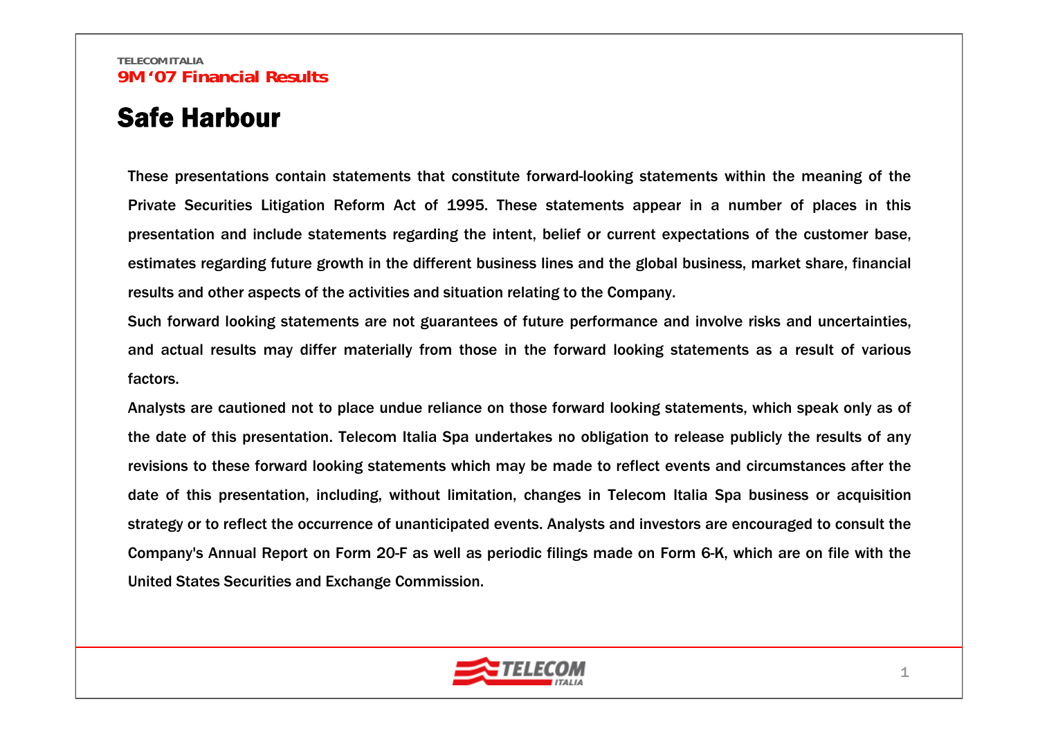# Safe Harbour

These presentations contain statements that constitute forward-looking statements within the meaning of the Private Securities Litigation Reform Act of 1995. These statements appear in a number of places in this presentation and include statements regarding the intent, belief or current expectations of the customer base, estimates regarding future growth in the different business lines and the global business, market share, financial results and other aspects of the activities and situation relating to the Company.

Such forward looking statements are not guarantees of future performance and involve risks and uncertainties, and actual results may differ materially from those in the forward looking statements as a result of various factors.

Analysts are cautioned not to place undue reliance on those forward looking statements, which speak only as of the date of this presentation. Telecom Italia Spa undertakes no obligation to release publicly the results of any revisions to these forward looking statements which may be made to reflect events and circumstances after the date of this presentation, including, without limitation, changes in Telecom Italia Spa business or acquisition strategy or to reflect the occurrence of unanticipated events. Analysts and investors are encouraged to consult the Company's Annual Report on Form 20-F as well as periodic filings made on Form 6-K, which are on file with the United States Securities and Exchange Commission.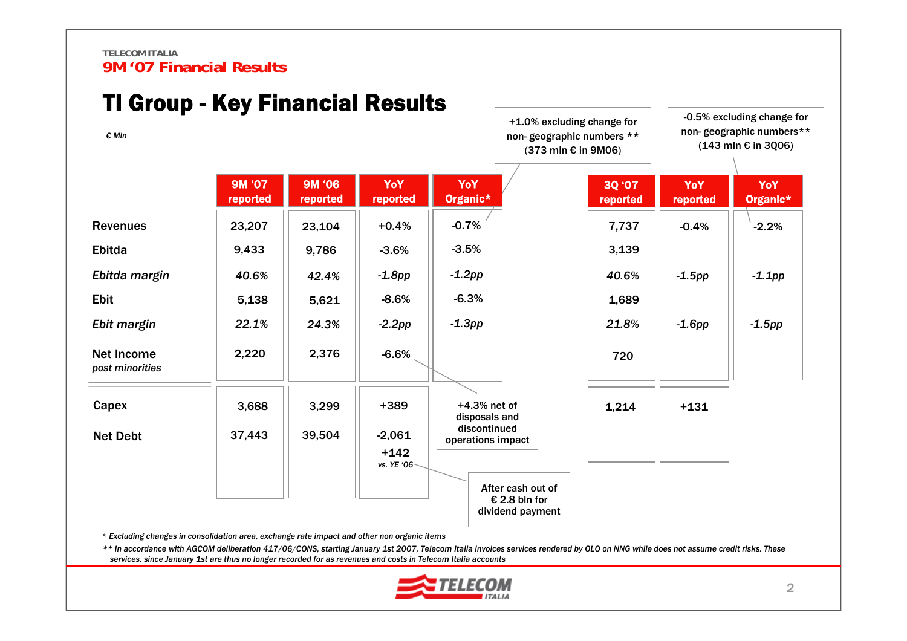TELECOM ITALIA

**9M '07 Financial Results**

# TI Group - Key Financial Results

*€ Mln*

| | 9M '07 reported | 9M '06 reported | YoY reported | YoY Organic* | 3Q '07 reported | YoY reported | YoY Organic* |
|---|---|---|---|---|---|---|---|
| Revenues | 23,207 | 23,104 | +0.4% | -0.7% | 7,737 | -0.4% | -2.2% |
| Ebitda | 9,433 | 9,786 | -3.6% | -3.5% | 3,139 | | |
| *Ebitda margin* | *40.6%* | *42.4%* | *-1.8pp* | *-1.2pp* | *40.6%* | *-1.5pp* | *-1.1pp* |
| Ebit | 5,138 | 5,621 | -8.6% | -6.3% | 1,689 | | |
| *Ebit margin* | *22.1%* | *24.3%* | *-2.2pp* | *-1.3pp* | *21.8%* | *-1.6pp* | *-1.5pp* |
| Net Income *post minorities* | 2,220 | 2,376 | -6.6% | | 720 | | |
| Capex | 3,688 | 3,299 | +389 | | 1,214 | +131 | |
| Net Debt | 37,443 | 39,504 | -2,061<br>+142 *vs. YE '06* | | | | |

Notes:
- Revenues YoY Organic (9M): +1.0% excluding change for non- geographic numbers ** (373 mln € in 9M06)
- Revenues YoY Organic (3Q): -0.5% excluding change for non- geographic numbers** (143 mln € in 3Q06)
- Net Income YoY reported: +4.3% net of disposals and discontinued operations impact
- Net Debt +142 vs. YE '06: After cash out of € 2.8 bln for dividend payment

\* *Excluding changes in consolidation area, exchange rate impact and other non organic items*

\*\* *In accordance with AGCOM deliberation 417/06/CONS, starting January 1st 2007, Telecom Italia invoices services rendered by OLO on NNG while does not assume credit risks. These services, since January 1st are thus no longer recorded for as revenues and costs in Telecom Italia accounts*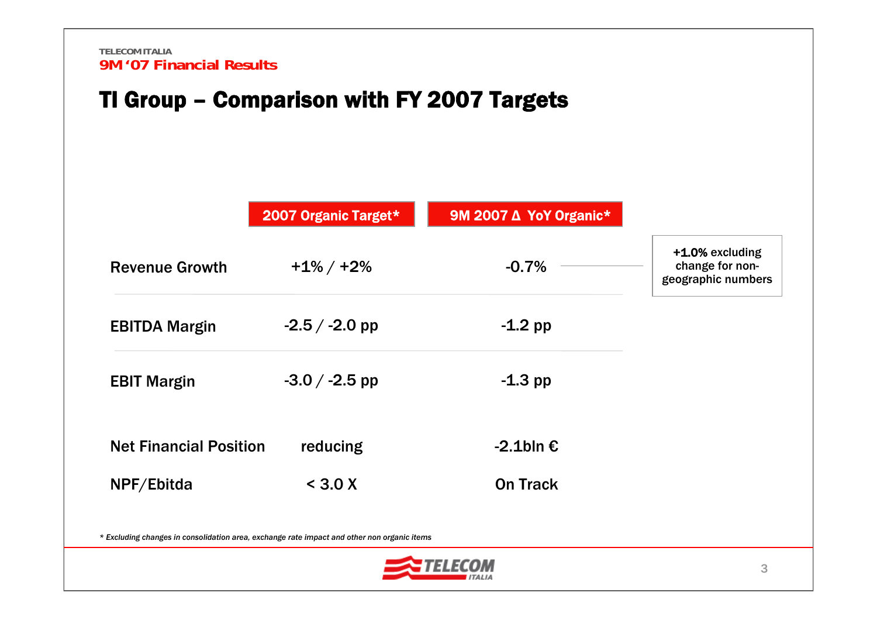TELECOM ITALIA
9M '07 Financial Results

# TI Group – Comparison with FY 2007 Targets

| | 2007 Organic Target* | 9M 2007 Δ YoY Organic* |
|---|---|---|
| Revenue Growth | +1% / +2% | -0.7% |
| EBITDA Margin | -2.5 / -2.0 pp | -1.2 pp |
| EBIT Margin | -3.0 / -2.5 pp | -1.3 pp |
| Net Financial Position | reducing | -2.1bln € |
| NPF/Ebitda | < 3.0 X | On Track |

**+1.0%** excluding change for non-geographic numbers

*\* Excluding changes in consolidation area, exchange rate impact and other non organic items*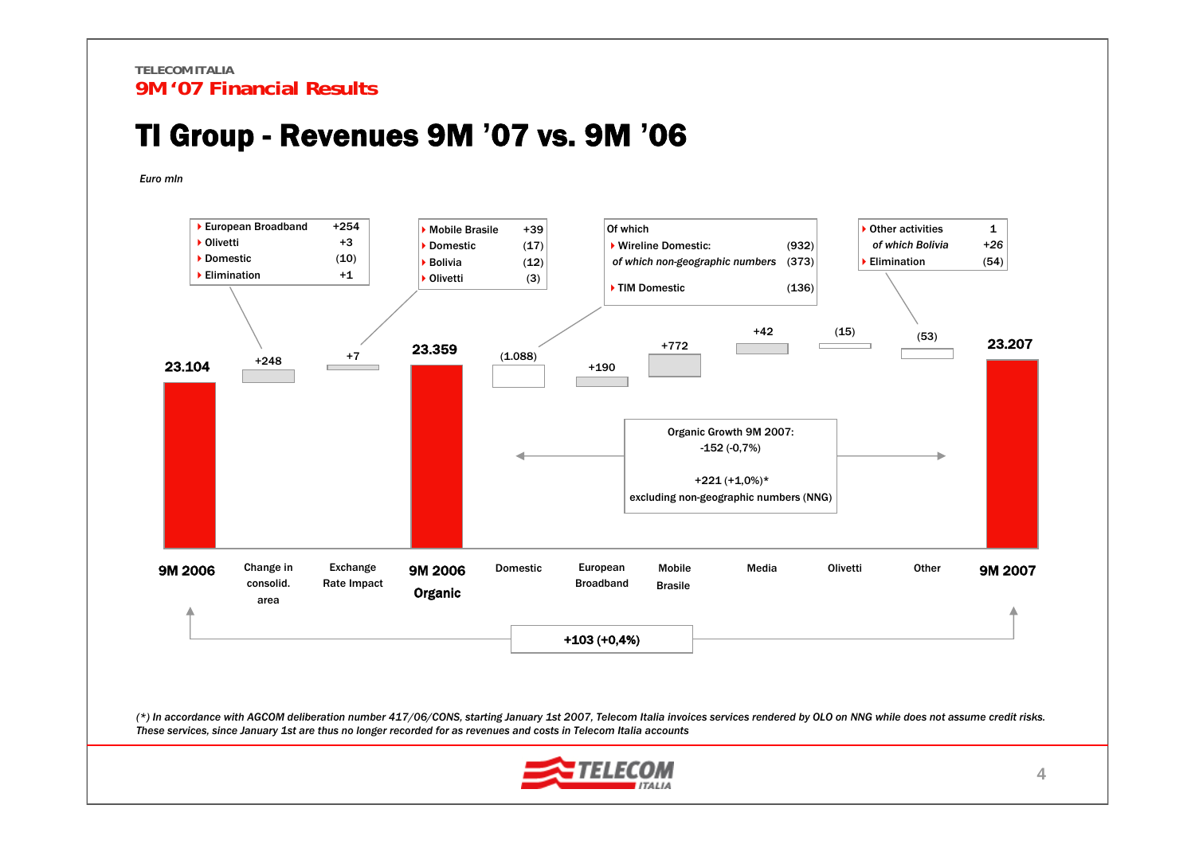TELECOM ITALIA

**9M '07 Financial Results**

# TI Group - Revenues 9M '07 vs. 9M '06

*Euro mln*

| | 9M 2006 | Change in consolid. area | Exchange Rate Impact | 9M 2006 Organic | Domestic | European Broadband | Mobile Brasile | Media | Olivetti | Other | 9M 2007 |
|---|---|---|---|---|---|---|---|---|---|---|---|
| Value | 23.104 | +248 | +7 | 23.359 | (1.088) | +190 | +772 | +42 | (15) | (53) | 23.207 |

**Change in consolid. area (+248):**

- European Broadband +254
- Olivetti +3
- Domestic (10)
- Elimination +1

**Exchange Rate Impact (+7):**

- Mobile Brasile +39
- Domestic (17)
- Bolivia (12)
- Olivetti (3)

**Domestic (1.088) – Of which:**

- Wireline Domestic: (932)
  - *of which non-geographic numbers* (373)
- TIM Domestic (136)

**Other (53):**

- Other activities 1
  - *of which Bolivia* +26
- Elimination (54)

Organic Growth 9M 2007:
-152 (-0,7%)

+221 (+1,0%)*
excluding non-geographic numbers (NNG)

**+103 (+0,4%)**

*(\*) In accordance with AGCOM deliberation number 417/06/CONS, starting January 1st 2007, Telecom Italia invoices services rendered by OLO on NNG while does not assume credit risks. These services, since January 1st are thus no longer recorded for as revenues and costs in Telecom Italia accounts*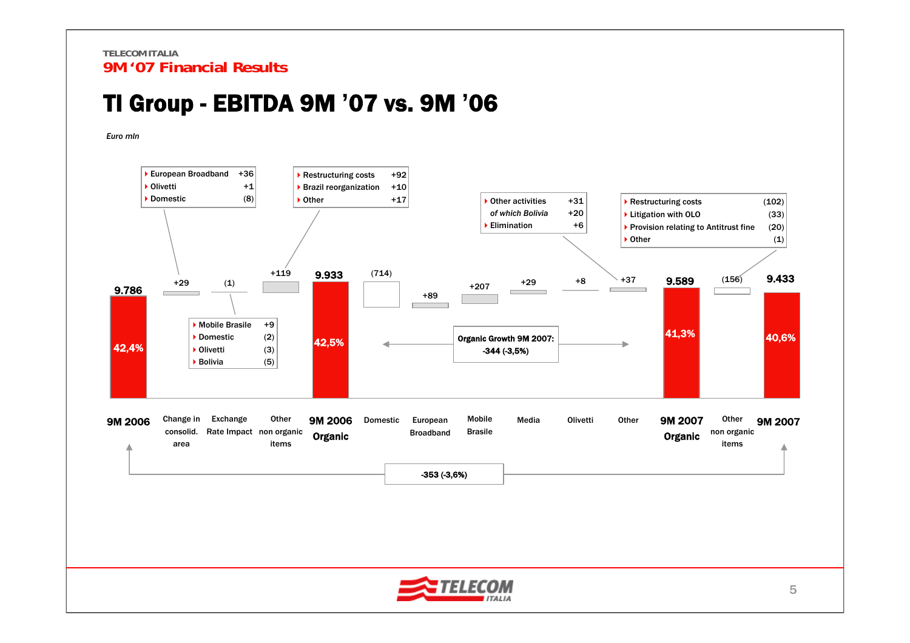TELECOM ITALIA
9M '07 Financial Results

# TI Group - EBITDA 9M '07 vs. 9M '06

*Euro mln*

| | 9M 2006 | Change in consolid. area | Exchange Rate Impact | Other non organic items | 9M 2006 Organic | Domestic | European Broadband | Mobile Brasile | Media | Olivetti | Other | 9M 2007 Organic | Other non organic items | 9M 2007 |
|---|---|---|---|---|---|---|---|---|---|---|---|---|---|---|
| Value | 9.786 | +29 | (1) | +119 | 9.933 | (714) | +89 | +207 | +29 | +8 | +37 | 9.589 | (156) | 9.433 |
| EBITDA margin | 42,4% | | | | 42,5% | | | | | | | 41,3% | | 40,6% |

Change in consolidation area:
- European Broadband +36
- Olivetti +1
- Domestic (8)

Exchange Rate Impact:
- Mobile Brasile +9
- Domestic (2)
- Olivetti (3)
- Bolivia (5)

Other non organic items (9M 2006):
- Restructuring costs +92
- Brazil reorganization +10
- Other +17

Other:
- Other activities +31
  - *of which Bolivia* +20
- Elimination +6

Other non organic items (9M 2007):
- Restructuring costs (102)
- Litigation with OLO (33)
- Provision relating to Antitrust fine (20)
- Other (1)

**Organic Growth 9M 2007: -344 (-3,5%)**

**-353 (-3,6%)**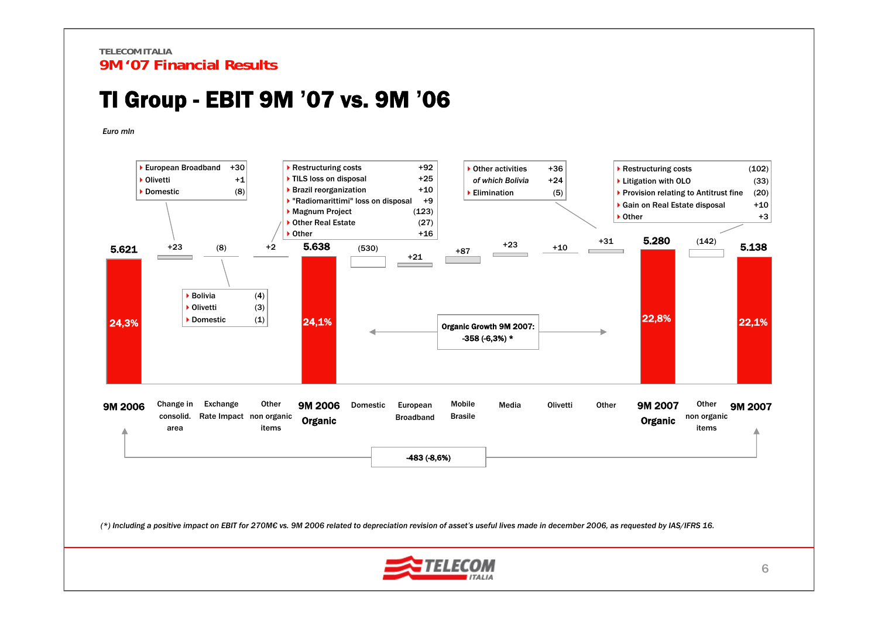TELECOM ITALIA

**9M '07 Financial Results**

# TI Group - EBIT 9M '07 vs. 9M '06

*Euro mln*

| | 9M 2006 | Change in consolid. area | Exchange Rate Impact | Other non organic items | 9M 2006 Organic | Domestic | European Broadband | Mobile Brasile | Media | Olivetti | Other | 9M 2007 Organic | Other non organic items | 9M 2007 |
|---|---|---|---|---|---|---|---|---|---|---|---|---|---|---|
| EBIT | 5.621 | +23 | (8) | +2 | 5.638 | (530) | +21 | +87 | +23 | +10 | +31 | 5.280 | (142) | 5.138 |
| EBIT margin | 24,3% | | | | 24,1% | | | | | | | 22,8% | | 22,1% |

**Change in consolid. area (+23):**
- European Broadband +30
- Olivetti +1
- Domestic (8)

**Exchange Rate Impact (8):**
- Bolivia (4)
- Olivetti (3)
- Domestic (1)

**Other non organic items 9M 2006 (+2):**
- Restructuring costs +92
- TILS loss on disposal +25
- Brazil reorganization +10
- "Radiomarittimi" loss on disposal +9
- Magnum Project (123)
- Other Real Estate (27)
- Other +16

**Other (+31):**
- Other activities +36
- *of which Bolivia* +24
- Elimination (5)

**Other non organic items 9M 2007 (142):**
- Restructuring costs (102)
- Litigation with OLO (33)
- Provision relating to Antitrust fine (20)
- Gain on Real Estate disposal +10
- Other +3

**Organic Growth 9M 2007: -358 (-6,3%) \***

**-483 (-8,6%)**

*(\*) Including a positive impact on EBIT for 270M€ vs. 9M 2006 related to depreciation revision of asset's useful lives made in december 2006, as requested by IAS/IFRS 16.*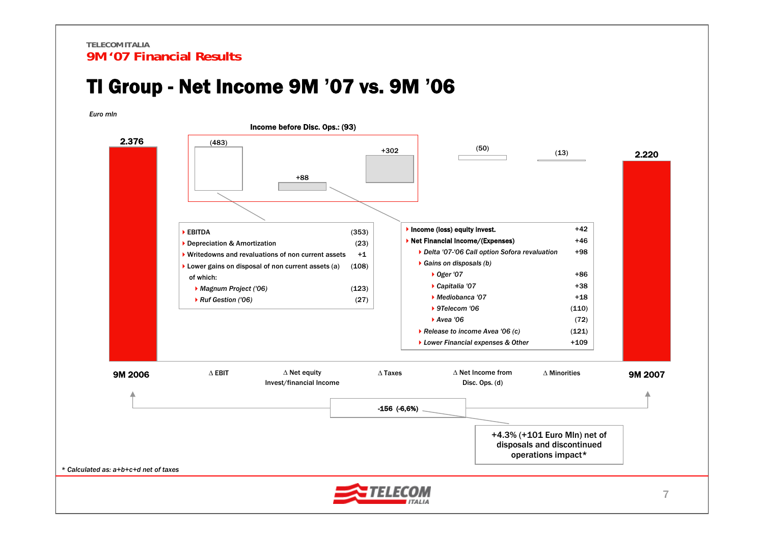TELECOM ITALIA

**9M '07 Financial Results**

# TI Group - Net Income 9M '07 vs. 9M '06

*Euro mln*

**Income before Disc. Ops.: (93)**

| 9M 2006 | Δ EBIT | Δ Net equity Invest/financial Income | Δ Taxes | Δ Net Income from Disc. Ops. (d) | Δ Minorities | 9M 2007 |
|---|---|---|---|---|---|---|
| 2.376 | (483) | +88 | +302 | (50) | (13) | 2.220 |

**Δ EBIT (483):**

| | |
|---|---|
| EBITDA | (353) |
| Depreciation & Amortization | (23) |
| Writedowns and revaluations of non current assets | +1 |
| Lower gains on disposal of non current assets (a) | (108) |
| of which: | |
| *Magnum Project ('06)* | (123) |
| *Ruf Gestion ('06)* | (27) |

**Δ Net equity Invest/financial Income +88:**

| | |
|---|---|
| **Income (loss) equity invest.** | +42 |
| **Net Financial Income/(Expenses)** | +46 |
| *Delta '07-'06 Call option Sofora revaluation* | +98 |
| *Gains on disposals (b)* | |
| *Oger '07* | +86 |
| *Capitalia '07* | +38 |
| *Mediobanca '07* | +18 |
| *9Telecom '06* | (110) |
| *Avea '06* | (72) |
| *Release to income Avea '06 (c)* | (121) |
| *Lower Financial expenses & Other* | +109 |

**-156 (-6,6%)**

+4.3% (+101 Euro Mln) net of disposals and discontinued operations impact*

*\* Calculated as: a+b+c+d net of taxes*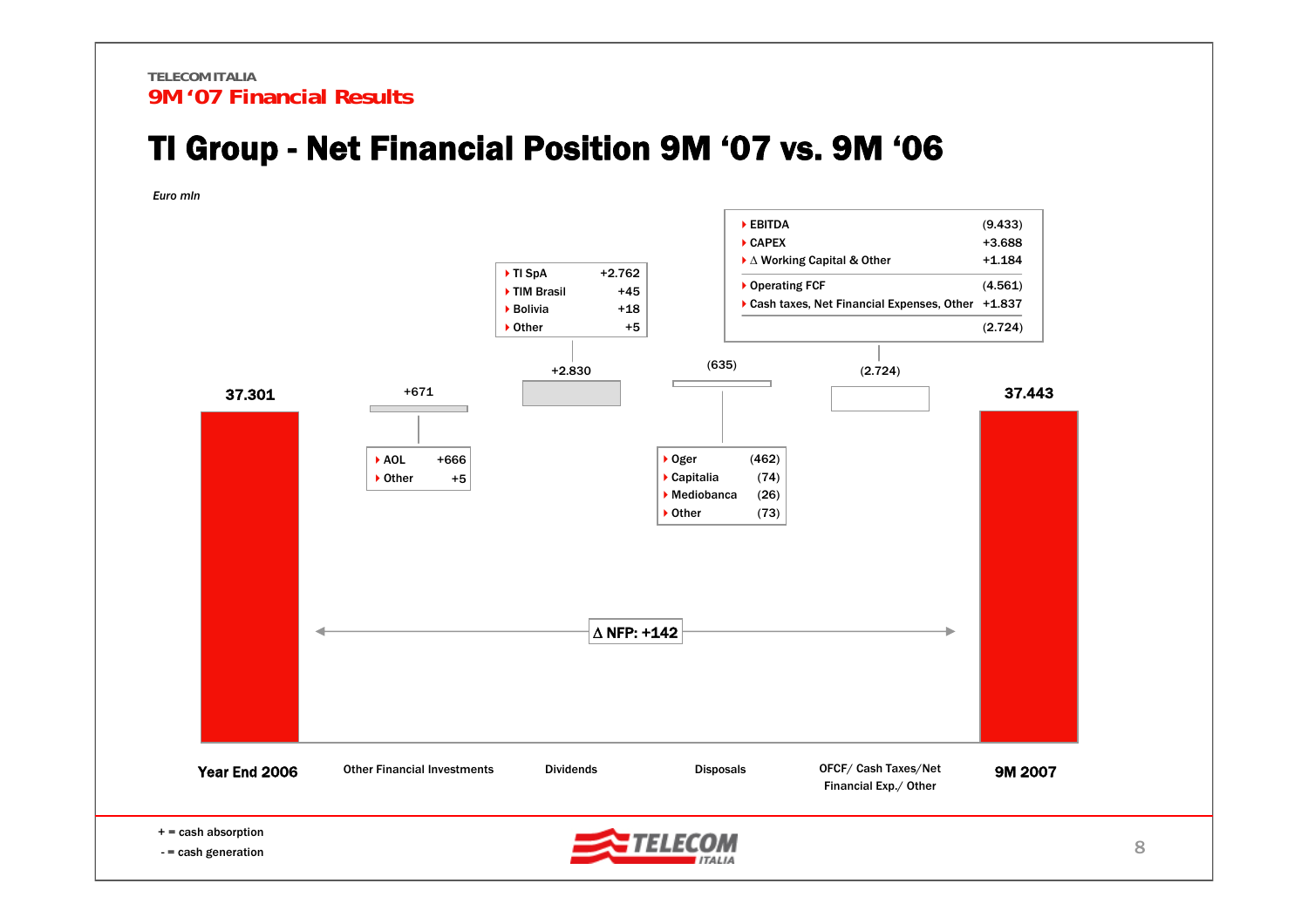TELECOM ITALIA

**9M '07 Financial Results**

# TI Group - Net Financial Position 9M '07 vs. 9M '06

*Euro mln*

| | Year End 2006 | Other Financial Investments | Dividends | Disposals | OFCF/ Cash Taxes/Net Financial Exp./ Other | 9M 2007 |
|---|---|---|---|---|---|---|
| Value | 37.301 | +671 | +2.830 | (635) | (2.724) | 37.443 |

**Other Financial Investments**

| | |
|---|---|
| AOL | +666 |
| Other | +5 |

**Dividends**

| | |
|---|---|
| TI SpA | +2.762 |
| TIM Brasil | +45 |
| Bolivia | +18 |
| Other | +5 |

**Disposals**

| | |
|---|---|
| Oger | (462) |
| Capitalia | (74) |
| Mediobanca | (26) |
| Other | (73) |

**OFCF/ Cash Taxes/Net Financial Exp./ Other**

| | |
|---|---|
| EBITDA | (9.433) |
| CAPEX | +3.688 |
| Δ Working Capital & Other | +1.184 |
| Operating FCF | (4.561) |
| Cash taxes, Net Financial Expenses, Other | +1.837 |
| | (2.724) |

Δ NFP: +142

+ = cash absorption

- = cash generation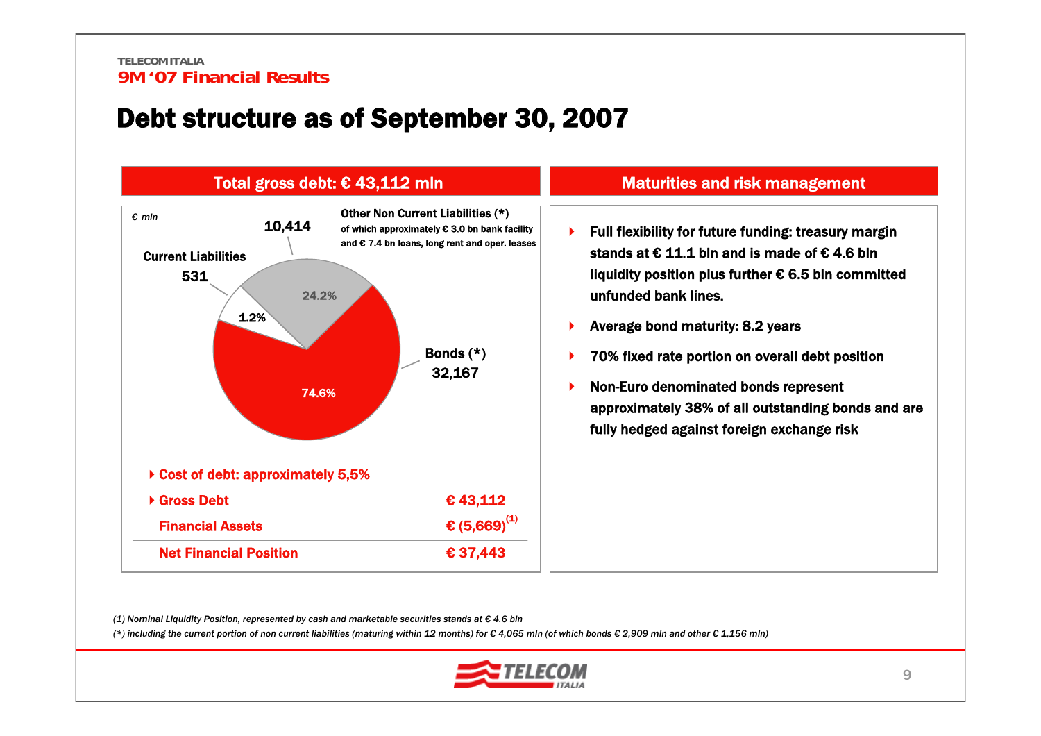TELECOM ITALIA
9M '07 Financial Results

# Debt structure as of September 30, 2007

## Total gross debt: € 43,112 mln

€ mln

| Component | € mln | % |
|---|---|---|
| Other Non Current Liabilities (*) of which approximately € 3.0 bn bank facility and € 7.4 bn loans, long rent and oper. leases | 10,414 | 24.2% |
| Current Liabilities | 531 | 1.2% |
| Bonds (*) | 32,167 | 74.6% |

- Cost of debt: approximately 5,5%

| | |
|---|---|
| Gross Debt | € 43,112 |
| Financial Assets | € (5,669)[1] |
| Net Financial Position | € 37,443 |

## Maturities and risk management

- Full flexibility for future funding: treasury margin stands at € 11.1 bln and is made of € 4.6 bln liquidity position plus further € 6.5 bln committed unfunded bank lines.
- Average bond maturity: 8.2 years
- 70% fixed rate portion on overall debt position
- Non-Euro denominated bonds represent approximately 38% of all outstanding bonds and are fully hedged against foreign exchange risk

*(1) Nominal Liquidity Position, represented by cash and marketable securities stands at € 4.6 bln*

*(\*) including the current portion of non current liabilities (maturing within 12 months) for € 4,065 mln (of which bonds € 2,909 mln and other € 1,156 mln)*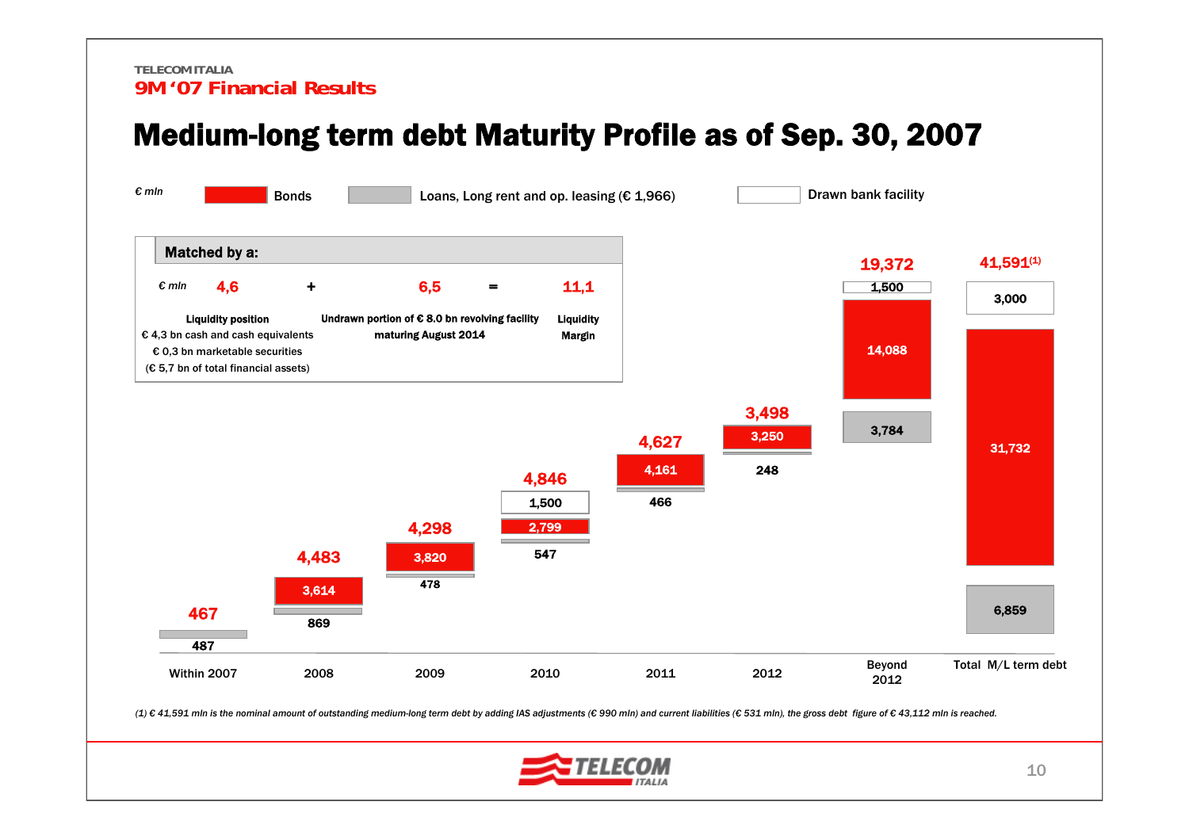TELECOM ITALIA

9M '07 Financial Results

# Medium-long term debt Maturity Profile as of Sep. 30, 2007

€ mln

Legend: Bonds | Loans, Long rent and op. leasing (€ 1,966) | Drawn bank facility

**Matched by a:**

| € mln | 4,6 | + | 6,5 | = | 11,1 |
|---|---|---|---|---|---|
| | Liquidity position<br>€ 4,3 bn cash and cash equivalents<br>€ 0,3 bn marketable securities<br>(€ 5,7 bn of total financial assets) | | Undrawn portion of € 8.0 bn revolving facility maturing August 2014 | | Liquidity Margin |

| | Within 2007 | 2008 | 2009 | 2010 | 2011 | 2012 | Beyond 2012 | Total M/L term debt |
|---|---|---|---|---|---|---|---|---|
| Total | 467 | 4,483 | 4,298 | 4,846 | 4,627 | 3,498 | 19,372 | 41,591(1) |
| Drawn bank facility | | | | 1,500 | | | 1,500 | 3,000 |
| Bonds | | 3,614 | 3,820 | 2,799 | 4,161 | 3,250 | 14,088 | 31,732 |
| Loans, Long rent and op. leasing | 487 | 869 | 478 | 547 | 466 | 248 | 3,784 | 6,859 |

*(1) € 41,591 mln is the nominal amount of outstanding medium-long term debt by adding IAS adjustments (€ 990 mln) and current liabilities (€ 531 mln), the gross debt figure of € 43,112 mln is reached.*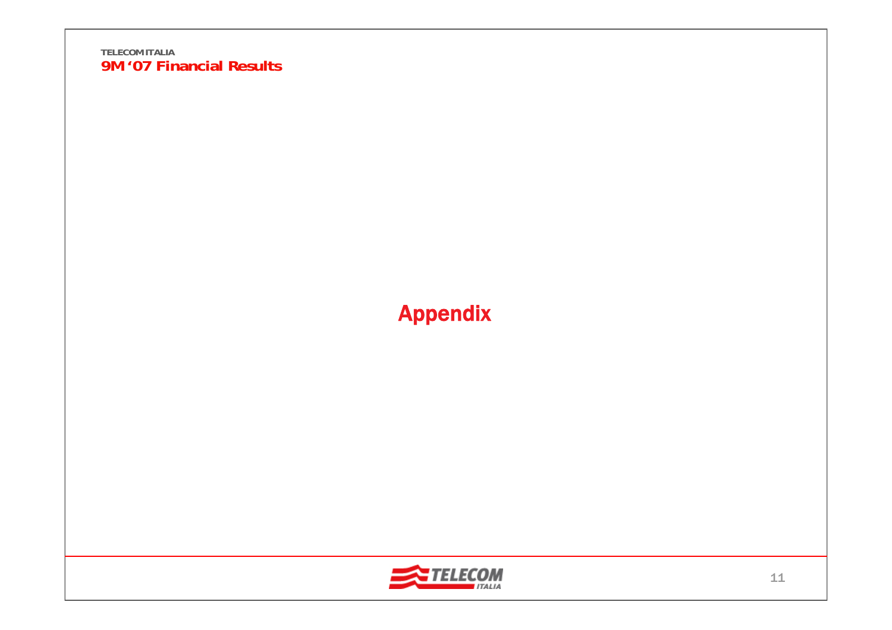# Appendix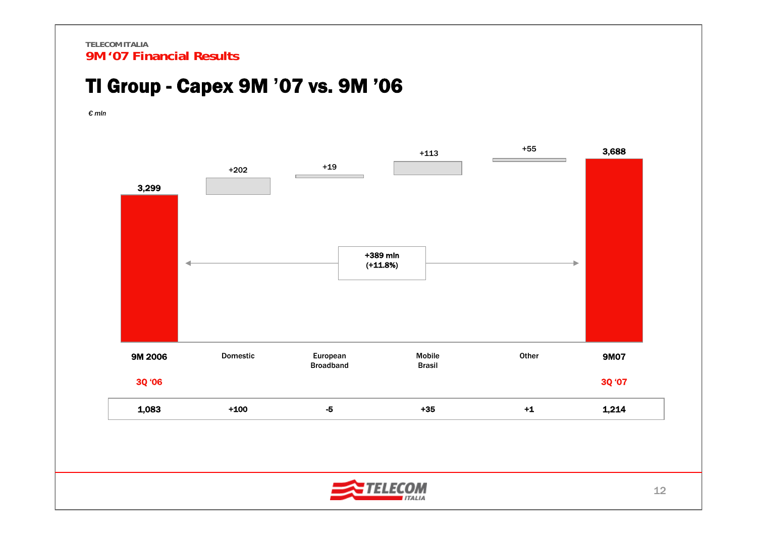TELECOM ITALIA

9M '07 Financial Results

# TI Group - Capex 9M '07 vs. 9M '06

*€ mln*

| | 9M 2006 | Domestic | European Broadband | Mobile Brasil | Other | 9M07 |
|---|---|---|---|---|---|---|
| 9M | 3,299 | +202 | +19 | +113 | +55 | 3,688 |
| 3Q '06 / 3Q '07 | 1,083 | +100 | -5 | +35 | +1 | 1,214 |

+389 mln (+11.8%)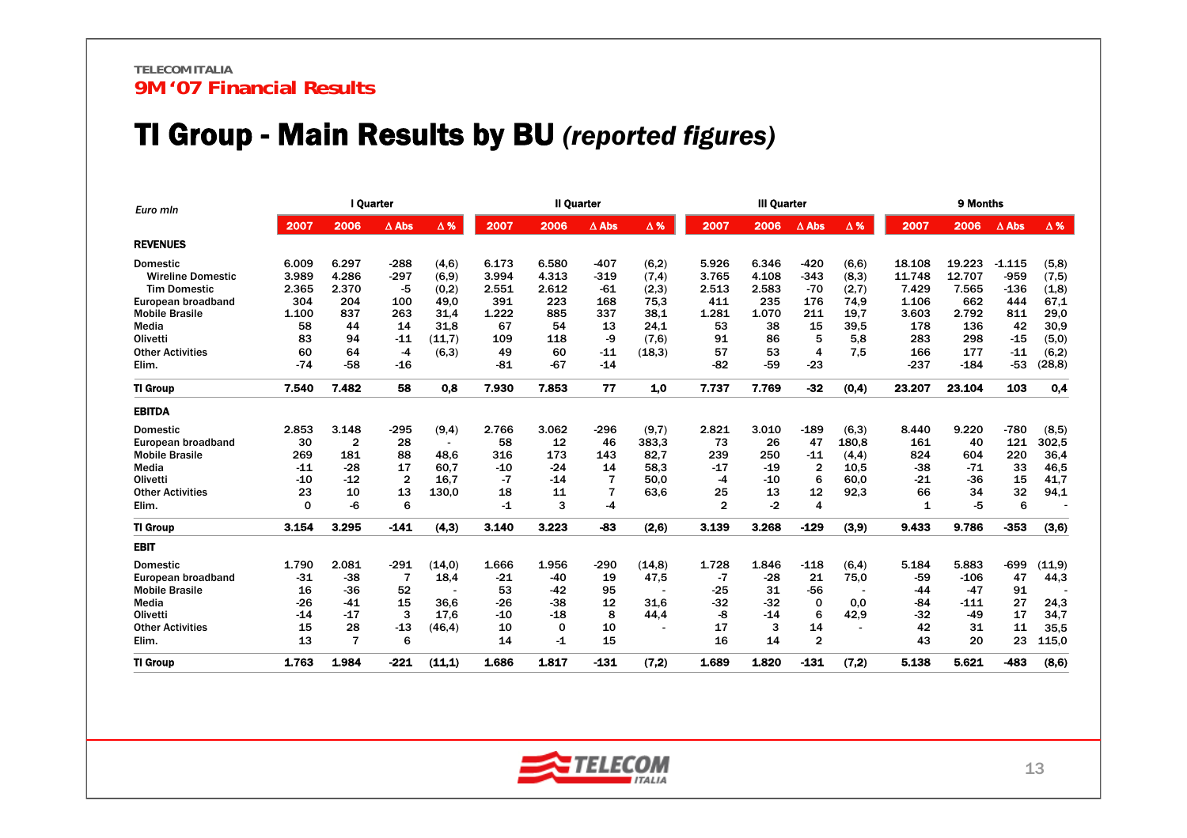TELECOM ITALIA

9M '07 Financial Results

# TI Group - Main Results by BU *(reported figures)*

| Euro mln | I Quarter | | | | II Quarter | | | | III Quarter | | | | 9 Months | | | |
|---|---|---|---|---|---|---|---|---|---|---|---|---|---|---|---|---|
| | 2007 | 2006 | Δ Abs | Δ % | 2007 | 2006 | Δ Abs | Δ % | 2007 | 2006 | Δ Abs | Δ % | 2007 | 2006 | Δ Abs | Δ % |
| **REVENUES** | | | | | | | | | | | | | | | | |
| Domestic | 6.009 | 6.297 | -288 | (4,6) | 6.173 | 6.580 | -407 | (6,2) | 5.926 | 6.346 | -420 | (6,6) | 18.108 | 19.223 | -1.115 | (5,8) |
| Wireline Domestic | 3.989 | 4.286 | -297 | (6,9) | 3.994 | 4.313 | -319 | (7,4) | 3.765 | 4.108 | -343 | (8,3) | 11.748 | 12.707 | -959 | (7,5) |
| Tim Domestic | 2.365 | 2.370 | -5 | (0,2) | 2.551 | 2.612 | -61 | (2,3) | 2.513 | 2.583 | -70 | (2,7) | 7.429 | 7.565 | -136 | (1,8) |
| European broadband | 304 | 204 | 100 | 49,0 | 391 | 223 | 168 | 75,3 | 411 | 235 | 176 | 74,9 | 1.106 | 662 | 444 | 67,1 |
| Mobile Brasile | 1.100 | 837 | 263 | 31,4 | 1.222 | 885 | 337 | 38,1 | 1.281 | 1.070 | 211 | 19,7 | 3.603 | 2.792 | 811 | 29,0 |
| Media | 58 | 44 | 14 | 31,8 | 67 | 54 | 13 | 24,1 | 53 | 38 | 15 | 39,5 | 178 | 136 | 42 | 30,9 |
| Olivetti | 83 | 94 | -11 | (11,7) | 109 | 118 | -9 | (7,6) | 91 | 86 | 5 | 5,8 | 283 | 298 | -15 | (5,0) |
| Other Activities | 60 | 64 | -4 | (6,3) | 49 | 60 | -11 | (18,3) | 57 | 53 | 4 | 7,5 | 166 | 177 | -11 | (6,2) |
| Elim. | -74 | -58 | -16 | | -81 | -67 | -14 | | -82 | -59 | -23 | | -237 | -184 | -53 | (28,8) |
| **TI Group** | **7.540** | **7.482** | **58** | **0,8** | **7.930** | **7.853** | **77** | **1,0** | **7.737** | **7.769** | **-32** | **(0,4)** | **23.207** | **23.104** | **103** | **0,4** |
| **EBITDA** | | | | | | | | | | | | | | | | |
| Domestic | 2.853 | 3.148 | -295 | (9,4) | 2.766 | 3.062 | -296 | (9,7) | 2.821 | 3.010 | -189 | (6,3) | 8.440 | 9.220 | -780 | (8,5) |
| European broadband | 30 | 2 | 28 | - | 58 | 12 | 46 | 383,3 | 73 | 26 | 47 | 180,8 | 161 | 40 | 121 | 302,5 |
| Mobile Brasile | 269 | 181 | 88 | 48,6 | 316 | 173 | 143 | 82,7 | 239 | 250 | -11 | (4,4) | 824 | 604 | 220 | 36,4 |
| Media | -11 | -28 | 17 | 60,7 | -10 | -24 | 14 | 58,3 | -17 | -19 | 2 | 10,5 | -38 | -71 | 33 | 46,5 |
| Olivetti | -10 | -12 | 2 | 16,7 | -7 | -14 | 7 | 50,0 | -4 | -10 | 6 | 60,0 | -21 | -36 | 15 | 41,7 |
| Other Activities | 23 | 10 | 13 | 130,0 | 18 | 11 | 7 | 63,6 | 25 | 13 | 12 | 92,3 | 66 | 34 | 32 | 94,1 |
| Elim. | 0 | -6 | 6 | | -1 | 3 | -4 | | 2 | -2 | 4 | | 1 | -5 | 6 | - |
| **TI Group** | **3.154** | **3.295** | **-141** | **(4,3)** | **3.140** | **3.223** | **-83** | **(2,6)** | **3.139** | **3.268** | **-129** | **(3,9)** | **9.433** | **9.786** | **-353** | **(3,6)** |
| **EBIT** | | | | | | | | | | | | | | | | |
| Domestic | 1.790 | 2.081 | -291 | (14,0) | 1.666 | 1.956 | -290 | (14,8) | 1.728 | 1.846 | -118 | (6,4) | 5.184 | 5.883 | -699 | (11,9) |
| European broadband | -31 | -38 | 7 | 18,4 | -21 | -40 | 19 | 47,5 | -7 | -28 | 21 | 75,0 | -59 | -106 | 47 | 44,3 |
| Mobile Brasile | 16 | -36 | 52 | - | 53 | -42 | 95 | - | -25 | 31 | -56 | - | -44 | -47 | 91 | - |
| Media | -26 | -41 | 15 | 36,6 | -26 | -38 | 12 | 31,6 | -32 | -32 | 0 | 0,0 | -84 | -111 | 27 | 24,3 |
| Olivetti | -14 | -17 | 3 | 17,6 | -10 | -18 | 8 | 44,4 | -8 | -14 | 6 | 42,9 | -32 | -49 | 17 | 34,7 |
| Other Activities | 15 | 28 | -13 | (46,4) | 10 | 0 | 10 | - | 17 | 3 | 14 | - | 42 | 31 | 11 | 35,5 |
| Elim. | 13 | 7 | 6 | | 14 | -1 | 15 | | 16 | 14 | 2 | | 43 | 20 | 23 | 115,0 |
| **TI Group** | **1.763** | **1.984** | **-221** | **(11,1)** | **1.686** | **1.817** | **-131** | **(7,2)** | **1.689** | **1.820** | **-131** | **(7,2)** | **5.138** | **5.621** | **-483** | **(8,6)** |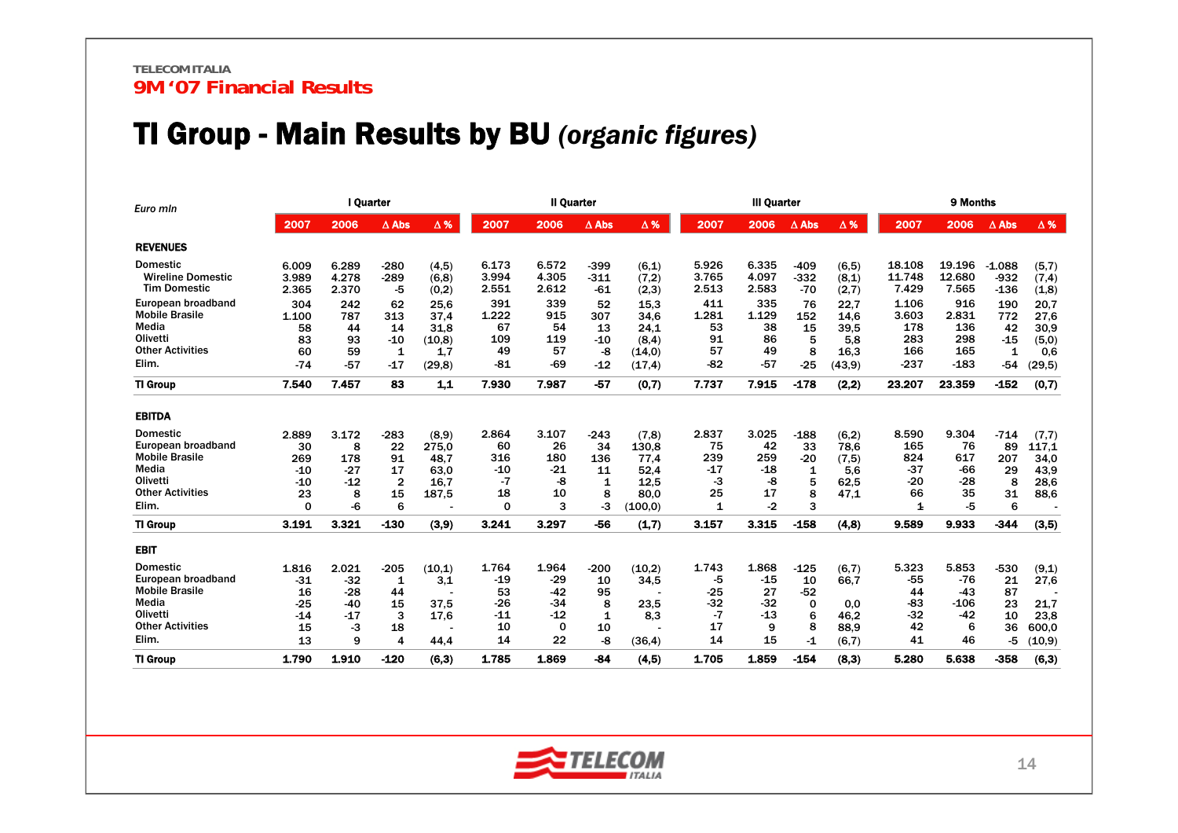TELECOM ITALIA

9M '07 Financial Results

# TI Group - Main Results by BU *(organic figures)*

| *Euro mln* | I Quarter | | | | II Quarter | | | | III Quarter | | | | 9 Months | | | |
|---|---|---|---|---|---|---|---|---|---|---|---|---|---|---|---|---|
| | 2007 | 2006 | Δ Abs | Δ % | 2007 | 2006 | Δ Abs | Δ % | 2007 | 2006 | Δ Abs | Δ % | 2007 | 2006 | Δ Abs | Δ % |
| **REVENUES** | | | | | | | | | | | | | | | | |
| Domestic | 6.009 | 6.289 | -280 | (4,5) | 6.173 | 6.572 | -399 | (6,1) | 5.926 | 6.335 | -409 | (6,5) | 18.108 | 19.196 | -1.088 | (5,7) |
| Wireline Domestic | 3.989 | 4.278 | -289 | (6,8) | 3.994 | 4.305 | -311 | (7,2) | 3.765 | 4.097 | -332 | (8,1) | 11.748 | 12.680 | -932 | (7,4) |
| Tim Domestic | 2.365 | 2.370 | -5 | (0,2) | 2.551 | 2.612 | -61 | (2,3) | 2.513 | 2.583 | -70 | (2,7) | 7.429 | 7.565 | -136 | (1,8) |
| European broadband | 304 | 242 | 62 | 25,6 | 391 | 339 | 52 | 15,3 | 411 | 335 | 76 | 22,7 | 1.106 | 916 | 190 | 20,7 |
| Mobile Brasile | 1.100 | 787 | 313 | 37,4 | 1.222 | 915 | 307 | 34,6 | 1.281 | 1.129 | 152 | 14,6 | 3.603 | 2.831 | 772 | 27,6 |
| Media | 58 | 44 | 14 | 31,8 | 67 | 54 | 13 | 24,1 | 53 | 38 | 15 | 39,5 | 178 | 136 | 42 | 30,9 |
| Olivetti | 83 | 93 | -10 | (10,8) | 109 | 119 | -10 | (8,4) | 91 | 86 | 5 | 5,8 | 283 | 298 | -15 | (5,0) |
| Other Activities | 60 | 59 | 1 | 1,7 | 49 | 57 | -8 | (14,0) | 57 | 49 | 8 | 16,3 | 166 | 165 | 1 | 0,6 |
| Elim. | -74 | -57 | -17 | (29,8) | -81 | -69 | -12 | (17,4) | -82 | -57 | -25 | (43,9) | -237 | -183 | -54 | (29,5) |
| **TI Group** | **7.540** | **7.457** | **83** | **1,1** | **7.930** | **7.987** | **-57** | **(0,7)** | **7.737** | **7.915** | **-178** | **(2,2)** | **23.207** | **23.359** | **-152** | **(0,7)** |
| **EBITDA** | | | | | | | | | | | | | | | | |
| Domestic | 2.889 | 3.172 | -283 | (8,9) | 2.864 | 3.107 | -243 | (7,8) | 2.837 | 3.025 | -188 | (6,2) | 8.590 | 9.304 | -714 | (7,7) |
| European broadband | 30 | 8 | 22 | 275,0 | 60 | 26 | 34 | 130,8 | 75 | 42 | 33 | 78,6 | 165 | 76 | 89 | 117,1 |
| Mobile Brasile | 269 | 178 | 91 | 48,7 | 316 | 180 | 136 | 77,4 | 239 | 259 | -20 | (7,5) | 824 | 617 | 207 | 34,0 |
| Media | -10 | -27 | 17 | 63,0 | -10 | -21 | 11 | 52,4 | -17 | -18 | 1 | 5,6 | -37 | -66 | 29 | 43,9 |
| Olivetti | -10 | -12 | 2 | 16,7 | -7 | -8 | 1 | 12,5 | -3 | -8 | 5 | 62,5 | -20 | -28 | 8 | 28,6 |
| Other Activities | 23 | 8 | 15 | 187,5 | 18 | 10 | 8 | 80,0 | 25 | 17 | 8 | 47,1 | 66 | 35 | 31 | 88,6 |
| Elim. | 0 | -6 | 6 | - | 0 | 3 | -3 | (100,0) | 1 | -2 | 3 | | 1 | -5 | 6 | - |
| **TI Group** | **3.191** | **3.321** | **-130** | **(3,9)** | **3.241** | **3.297** | **-56** | **(1,7)** | **3.157** | **3.315** | **-158** | **(4,8)** | **9.589** | **9.933** | **-344** | **(3,5)** |
| **EBIT** | | | | | | | | | | | | | | | | |
| Domestic | 1.816 | 2.021 | -205 | (10,1) | 1.764 | 1.964 | -200 | (10,2) | 1.743 | 1.868 | -125 | (6,7) | 5.323 | 5.853 | -530 | (9,1) |
| European broadband | -31 | -32 | 1 | 3,1 | -19 | -29 | 10 | 34,5 | -5 | -15 | 10 | 66,7 | -55 | -76 | 21 | 27,6 |
| Mobile Brasile | 16 | -28 | 44 | - | 53 | -42 | 95 | - | -25 | 27 | -52 | | 44 | -43 | 87 | - |
| Media | -25 | -40 | 15 | 37,5 | -26 | -34 | 8 | 23,5 | -32 | -32 | 0 | 0,0 | -83 | -106 | 23 | 21,7 |
| Olivetti | -14 | -17 | 3 | 17,6 | -11 | -12 | 1 | 8,3 | -7 | -13 | 6 | 46,2 | -32 | -42 | 10 | 23,8 |
| Other Activities | 15 | -3 | 18 | - | 10 | 0 | 10 | - | 17 | 9 | 8 | 88,9 | 42 | 6 | 36 | 600,0 |
| Elim. | 13 | 9 | 4 | 44,4 | 14 | 22 | -8 | (36,4) | 14 | 15 | -1 | (6,7) | 41 | 46 | -5 | (10,9) |
| **TI Group** | **1.790** | **1.910** | **-120** | **(6,3)** | **1.785** | **1.869** | **-84** | **(4,5)** | **1.705** | **1.859** | **-154** | **(8,3)** | **5.280** | **5.638** | **-358** | **(6,3)** |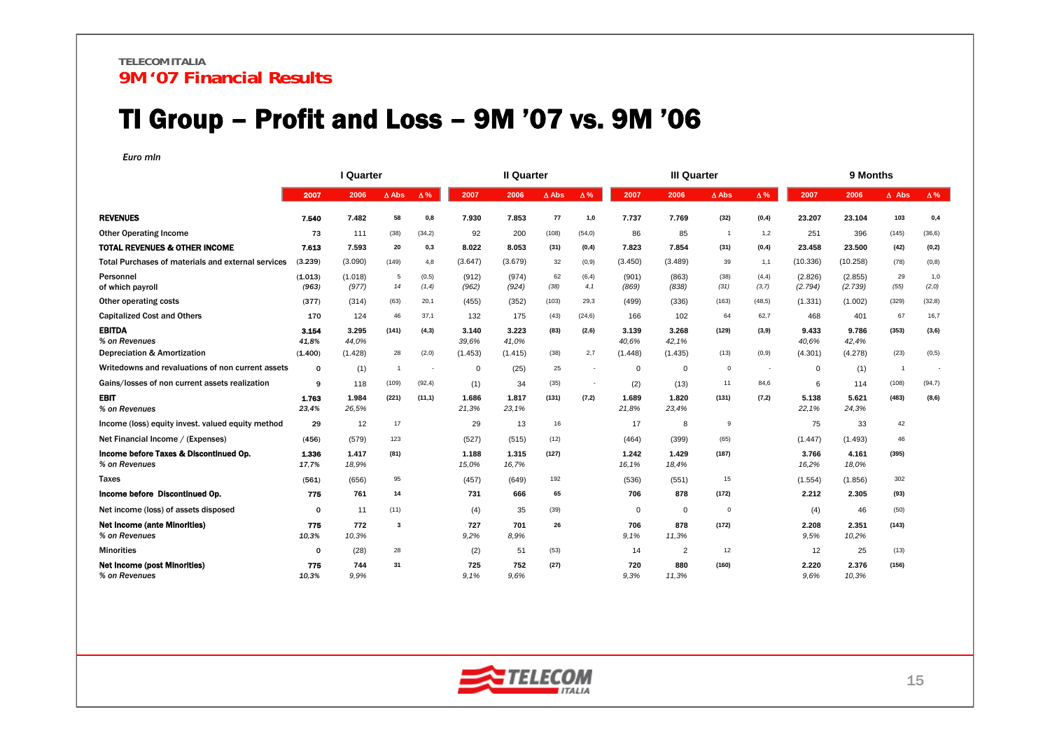TELECOM ITALIA

**9M '07 Financial Results**

# TI Group – Profit and Loss – 9M '07 vs. 9M '06

*Euro mln*

| | I Quarter | | | | II Quarter | | | | III Quarter | | | | 9 Months | | | |
|---|---|---|---|---|---|---|---|---|---|---|---|---|---|---|---|---|
| | 2007 | 2006 | Δ Abs | Δ % | 2007 | 2006 | Δ Abs | Δ % | 2007 | 2006 | Δ Abs | Δ % | 2007 | 2006 | Δ Abs | Δ % |
| **REVENUES** | 7.540 | 7.482 | 58 | 0,8 | 7.930 | 7.853 | 77 | 1,0 | 7.737 | 7.769 | (32) | (0,4) | 23.207 | 23.104 | 103 | 0,4 |
| Other Operating Income | 73 | 111 | (38) | (34,2) | 92 | 200 | (108) | (54,0) | 86 | 85 | 1 | 1,2 | 251 | 396 | (145) | (36,6) |
| **TOTAL REVENUES & OTHER INCOME** | 7.613 | 7.593 | 20 | 0,3 | 8.022 | 8.053 | (31) | (0,4) | 7.823 | 7.854 | (31) | (0,4) | 23.458 | 23.500 | (42) | (0,2) |
| Total Purchases of materials and external services | (3.239) | (3.090) | (149) | 4,8 | (3.647) | (3.679) | 32 | (0,9) | (3.450) | (3.489) | 39 | 1,1 | (10.336) | (10.258) | (78) | (0,8) |
| Personnel | (1.013) | (1.018) | 5 | (0,5) | (912) | (974) | 62 | (6,4) | (901) | (863) | (38) | (4,4) | (2.826) | (2.855) | 29 | 1,0 |
| *of which payroll* | *(963)* | *(977)* | *14* | *(1,4)* | *(962)* | *(924)* | *(38)* | *4,1* | *(869)* | *(838)* | *(31)* | *(3,7)* | *(2.794)* | *(2.739)* | *(55)* | *(2,0)* |
| Other operating costs | (377) | (314) | (63) | 20,1 | (455) | (352) | (103) | 29,3 | (499) | (336) | (163) | (48,5) | (1.331) | (1.002) | (329) | (32,8) |
| Capitalized Cost and Others | 170 | 124 | 46 | 37,1 | 132 | 175 | (43) | (24,6) | 166 | 102 | 64 | 62,7 | 468 | 401 | 67 | 16,7 |
| **EBITDA** | 3.154 | 3.295 | (141) | (4,3) | 3.140 | 3.223 | (83) | (2,6) | 3.139 | 3.268 | (129) | (3,9) | 9.433 | 9.786 | (353) | (3,6) |
| *% on Revenues* | *41,8%* | *44,0%* | | | *39,6%* | *41,0%* | | | *40,6%* | *42,1%* | | | *40,6%* | *42,4%* | | |
| Depreciation & Amortization | (1.400) | (1.428) | 28 | (2,0) | (1.453) | (1.415) | (38) | 2,7 | (1.448) | (1.435) | (13) | (0,9) | (4.301) | (4.278) | (23) | (0,5) |
| Writedowns and revaluations of non current assets | 0 | (1) | 1 | - | 0 | (25) | 25 | - | 0 | 0 | 0 | - | 0 | (1) | 1 | - |
| Gains/losses of non current assets realization | 9 | 118 | (109) | (92,4) | (1) | 34 | (35) | - | (2) | (13) | 11 | 84,6 | 6 | 114 | (108) | (94,7) |
| **EBIT** | 1.763 | 1.984 | (221) | (11,1) | 1.686 | 1.817 | (131) | (7,2) | 1.689 | 1.820 | (131) | (7,2) | 5.138 | 5.621 | (483) | (8,6) |
| *% on Revenues* | *23,4%* | *26,5%* | | | *21,3%* | *23,1%* | | | *21,8%* | *23,4%* | | | *22,1%* | *24,3%* | | |
| Income (loss) equity invest. valued equity method | 29 | 12 | 17 | | 29 | 13 | 16 | | 17 | 8 | 9 | | 75 | 33 | 42 | |
| Net Financial Income / (Expenses) | (456) | (579) | 123 | | (527) | (515) | (12) | | (464) | (399) | (65) | | (1.447) | (1.493) | 46 | |
| **Income before Taxes & Discontinued Op.** | 1.336 | 1.417 | (81) | | 1.188 | 1.315 | (127) | | 1.242 | 1.429 | (187) | | 3.766 | 4.161 | (395) | |
| *% on Revenues* | *17,7%* | *18,9%* | | | *15,0%* | *16,7%* | | | *16,1%* | *18,4%* | | | *16,2%* | *18,0%* | | |
| Taxes | (561) | (656) | 95 | | (457) | (649) | 192 | | (536) | (551) | 15 | | (1.554) | (1.856) | 302 | |
| **Income before Discontinued Op.** | 775 | 761 | 14 | | 731 | 666 | 65 | | 706 | 878 | (172) | | 2.212 | 2.305 | (93) | |
| Net income (loss) of assets disposed | 0 | 11 | (11) | | (4) | 35 | (39) | | 0 | 0 | 0 | | (4) | 46 | (50) | |
| **Net Income (ante Minorities)** | 775 | 772 | 3 | | 727 | 701 | 26 | | 706 | 878 | (172) | | 2.208 | 2.351 | (143) | |
| *% on Revenues* | *10,3%* | *10,3%* | | | *9,2%* | *8,9%* | | | *9,1%* | *11,3%* | | | *9,5%* | *10,2%* | | |
| Minorities | 0 | (28) | 28 | | (2) | 51 | (53) | | 14 | 2 | 12 | | 12 | 25 | (13) | |
| **Net Income (post Minorities)** | 775 | 744 | 31 | | 725 | 752 | (27) | | 720 | 880 | (160) | | 2.220 | 2.376 | (156) | |
| *% on Revenues* | *10,3%* | *9,9%* | | | *9,1%* | *9,6%* | | | *9,3%* | *11,3%* | | | *9,6%* | *10,3%* | | |